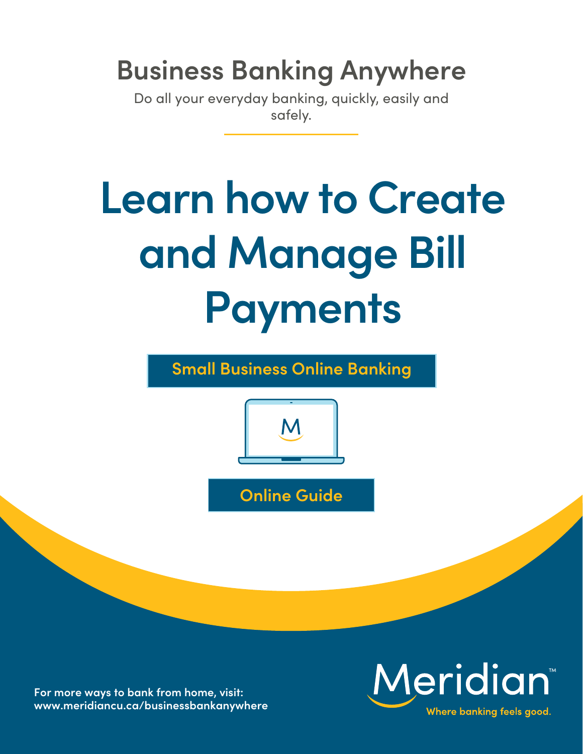## Business Banking Anywhere

Do all your everyday banking, quickly, easily and safely.

# Learn how to Create and Manage Bill Payments

**Small Business Online Banking**

**Online Guide**

**For more ways to bank from home, visit: www.meridiancu.ca/businessbankanywhere**

Meridian™

Where banking feels good.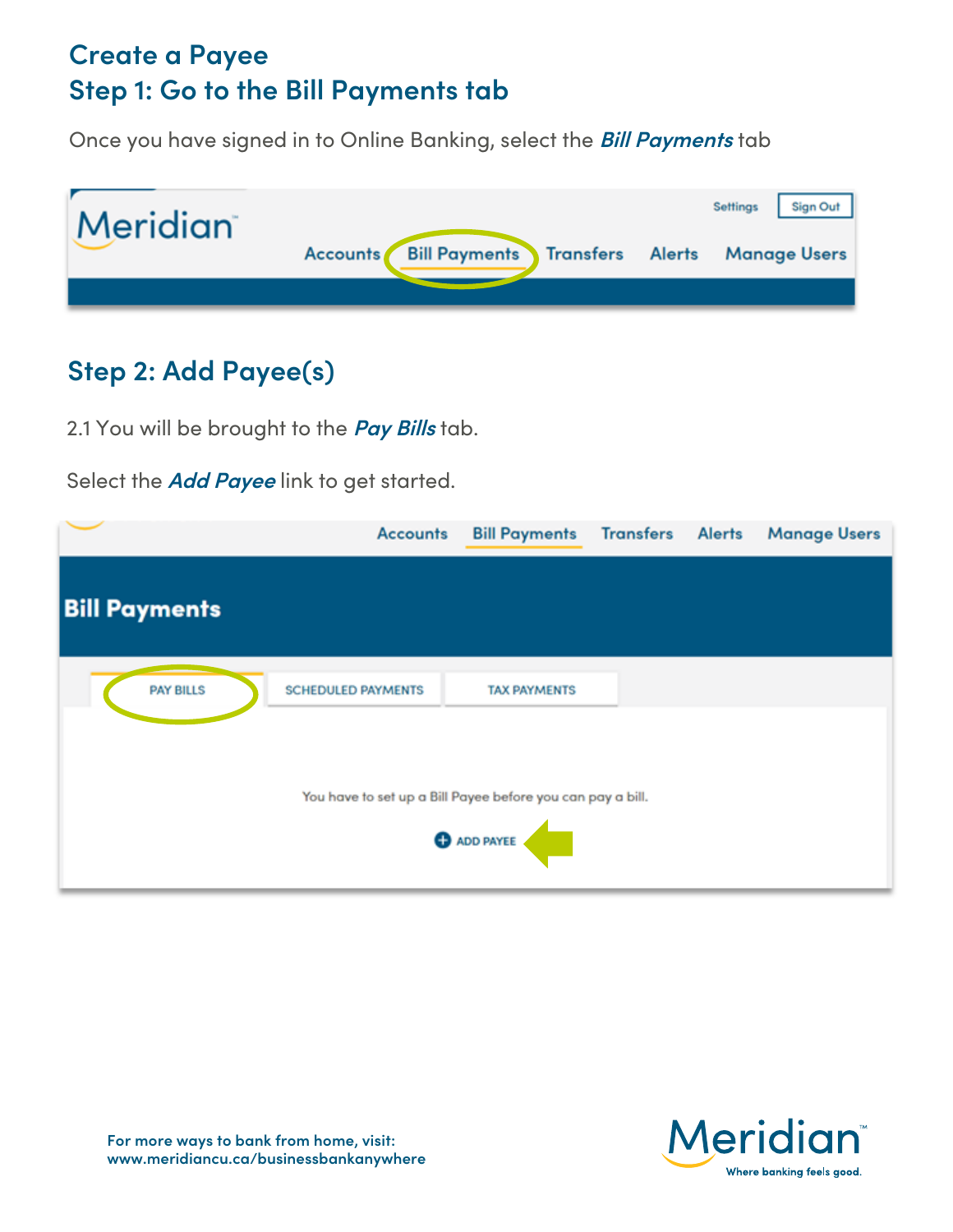# Create a Payee

## Step 1: Go to the Bill Payments tab

Once you have signed in to Online Banking, select the ***Bill Payments*** tab

## Step 2: Add Payee(s)

2.1 You will be brought to the ***Pay Bills*** tab.

Select the ***Add Payee*** link to get started.

For more ways to bank from home, visit:
www.meridiancu.ca/businessbankanywhere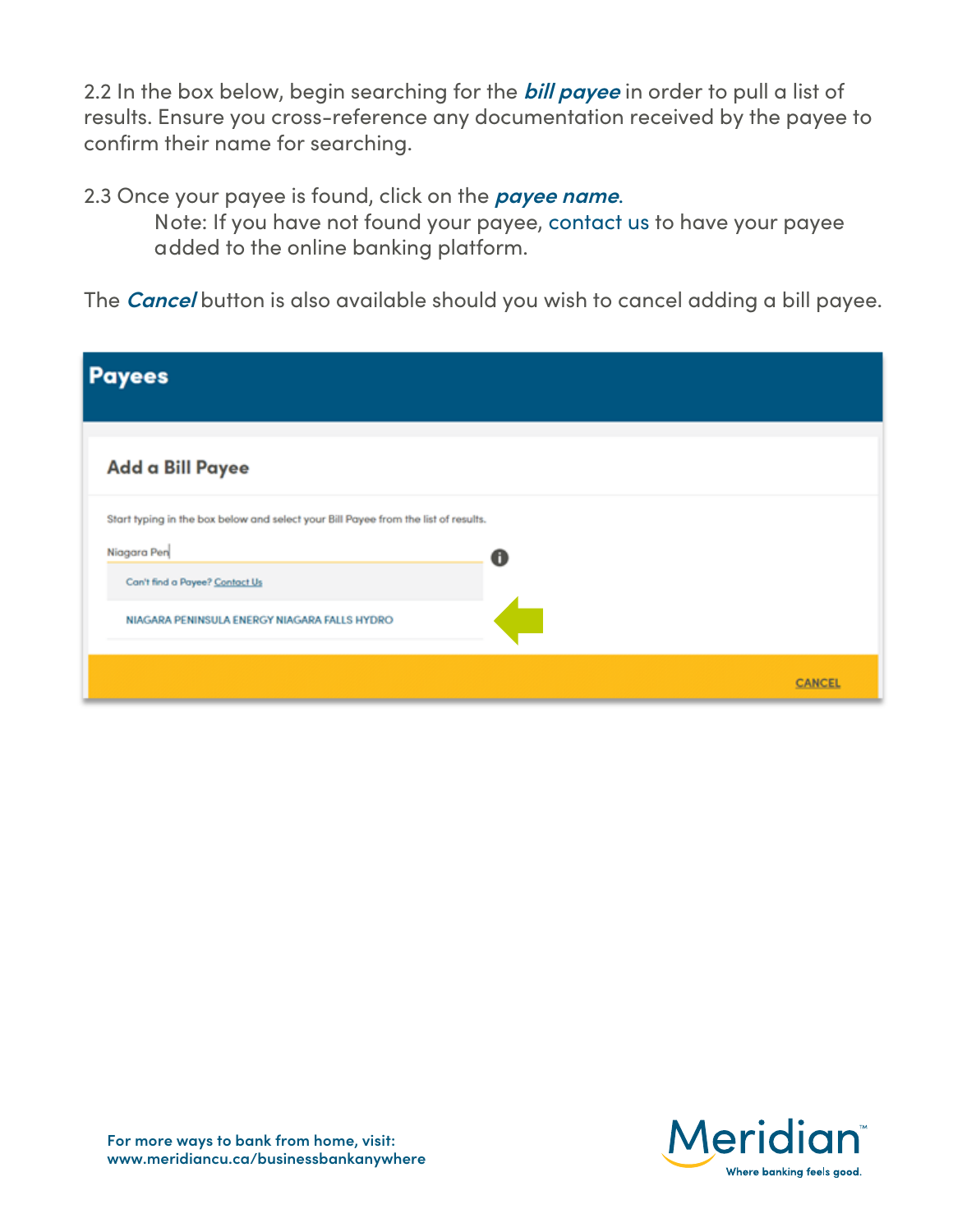2.2 In the box below, begin searching for the ***bill payee*** in order to pull a list of results. Ensure you cross-reference any documentation received by the payee to confirm their name for searching.

2.3 Once your payee is found, click on the ***payee name***.

Note: If you have not found your payee, contact us to have your payee added to the online banking platform.

The ***Cancel*** button is also available should you wish to cancel adding a bill payee.

**Payees**

**Add a Bill Payee**

Start typing in the box below and select your Bill Payee from the list of results.

Niagara Pen

Can't find a Payee? Contact Us

NIAGARA PENINSULA ENERGY NIAGARA FALLS HYDRO

CANCEL

For more ways to bank from home, visit:
www.meridiancu.ca/businessbankanywhere

Meridian™ Where banking feels good.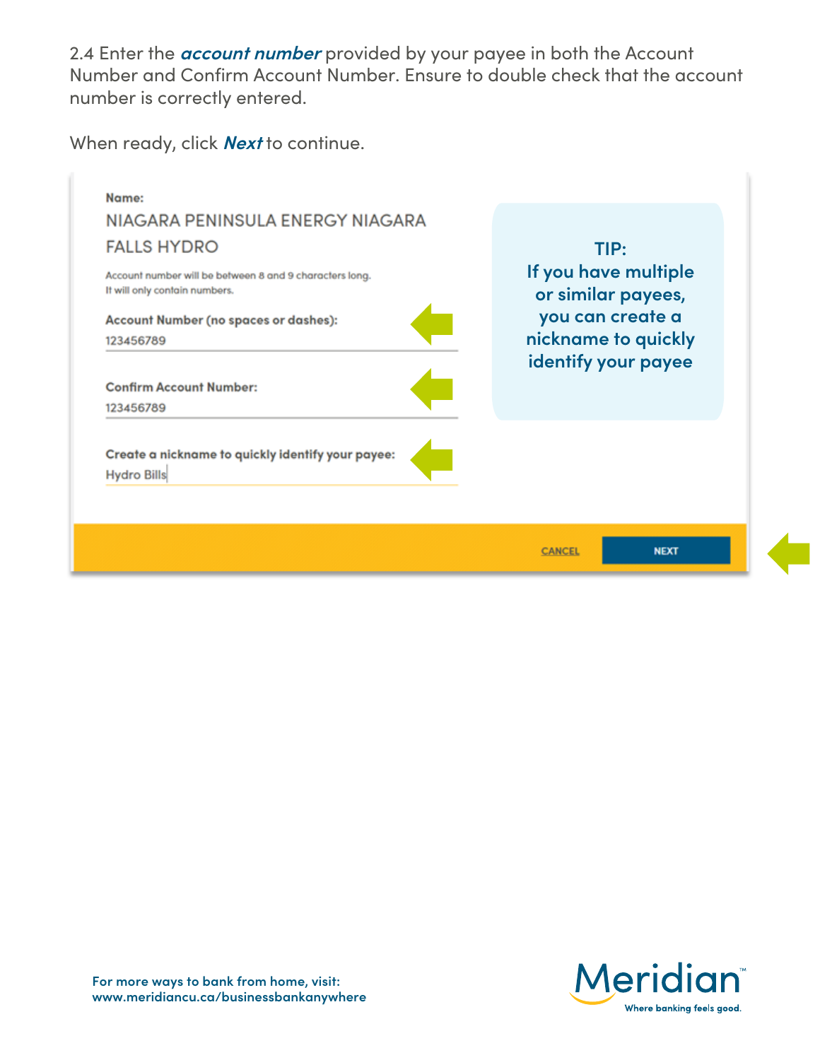2.4 Enter the ***account number*** provided by your payee in both the Account Number and Confirm Account Number. Ensure to double check that the account number is correctly entered.

When ready, click ***Next*** to continue.

**Name:**

NIAGARA PENINSULA ENERGY NIAGARA FALLS HYDRO

Account number will be between 8 and 9 characters long.
It will only contain numbers.

**Account Number (no spaces or dashes):**

123456789

**Confirm Account Number:**

123456789

**Create a nickname to quickly identify your payee:**

Hydro Bills

CANCEL NEXT

**TIP:**
**If you have multiple or similar payees, you can create a nickname to quickly identify your payee**

For more ways to bank from home, visit:
www.meridiancu.ca/businessbankanywhere

Meridian™ Where banking feels good.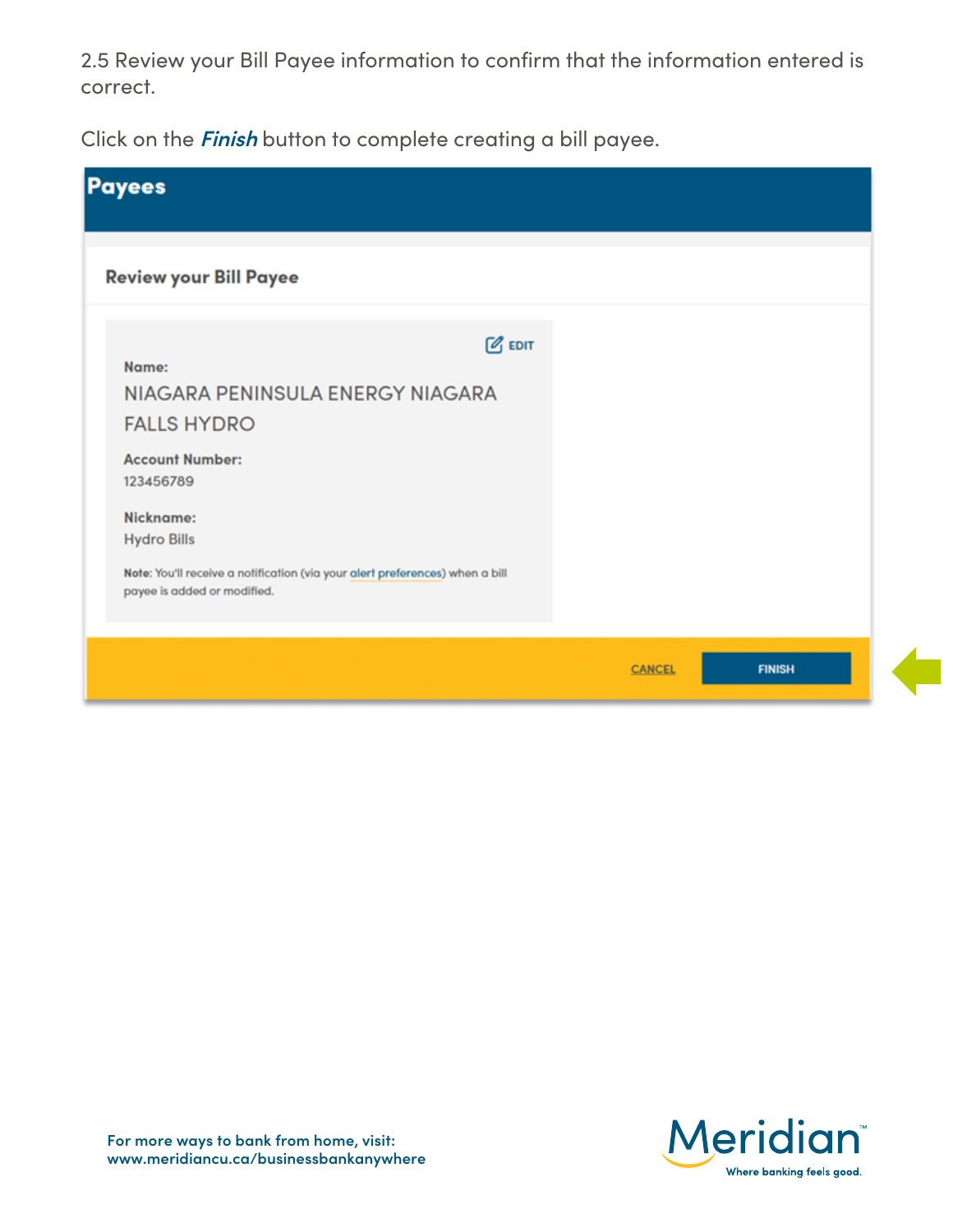2.5 Review your Bill Payee information to confirm that the information entered is correct.

Click on the ***Finish*** button to complete creating a bill payee.

**Payees**

**Review your Bill Payee**

EDIT

**Name:**
NIAGARA PENINSULA ENERGY NIAGARA FALLS HYDRO

**Account Number:**
123456789

**Nickname:**
Hydro Bills

**Note:** You'll receive a notification (via your alert preferences) when a bill payee is added or modified.

CANCEL FINISH

For more ways to bank from home, visit:
www.meridiancu.ca/businessbankanywhere

Meridian™
Where banking feels good.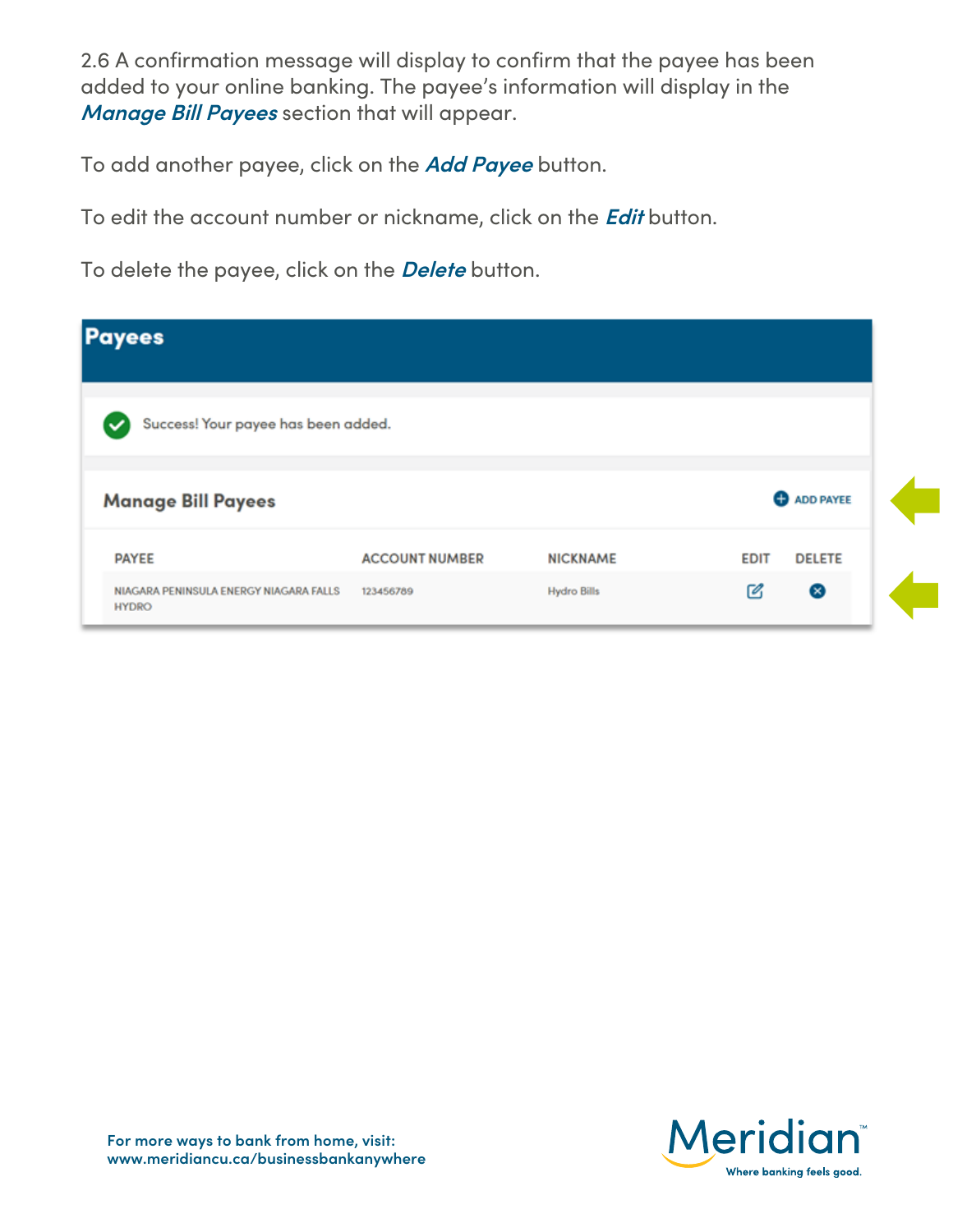2.6 A confirmation message will display to confirm that the payee has been added to your online banking. The payee's information will display in the ***Manage Bill Payees*** section that will appear.

To add another payee, click on the ***Add Payee*** button.

To edit the account number or nickname, click on the ***Edit*** button.

To delete the payee, click on the ***Delete*** button.

**Payees**

Success! Your payee has been added.

**Manage Bill Payees** ADD PAYEE

| PAYEE | ACCOUNT NUMBER | NICKNAME | EDIT | DELETE |
|---|---|---|---|---|
| NIAGARA PENINSULA ENERGY NIAGARA FALLS HYDRO | 123456789 | Hydro Bills | | |

For more ways to bank from home, visit:
www.meridiancu.ca/businessbankanywhere

Meridian™
Where banking feels good.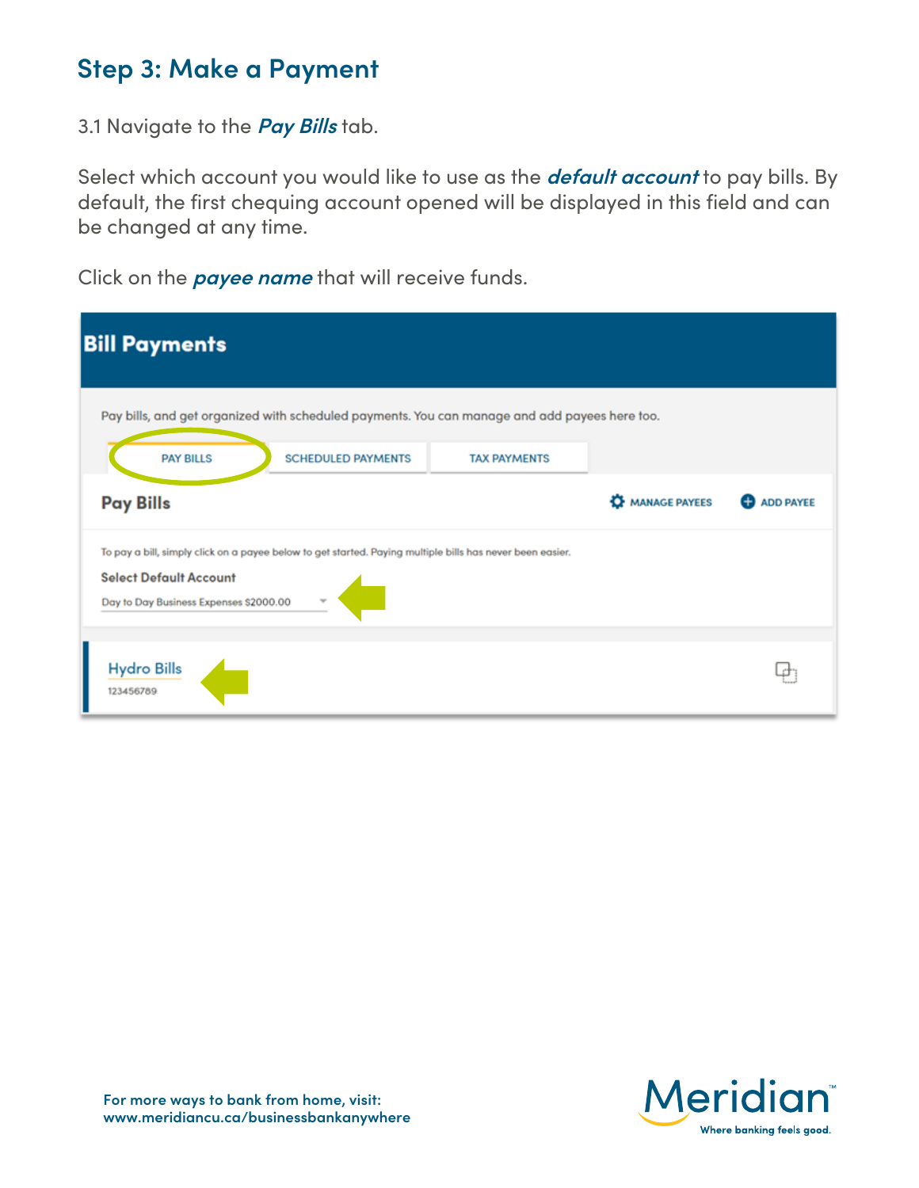## Step 3: Make a Payment

3.1 Navigate to the ***Pay Bills*** tab.

Select which account you would like to use as the ***default account*** to pay bills. By default, the first chequing account opened will be displayed in this field and can be changed at any time.

Click on the ***payee name*** that will receive funds.

**Bill Payments**

Pay bills, and get organized with scheduled payments. You can manage and add payees here too.

PAY BILLS | SCHEDULED PAYMENTS | TAX PAYMENTS

**Pay Bills**

MANAGE PAYEES | ADD PAYEE

To pay a bill, simply click on a payee below to get started. Paying multiple bills has never been easier.

**Select Default Account**

Day to Day Business Expenses $2000.00

Hydro Bills
123456789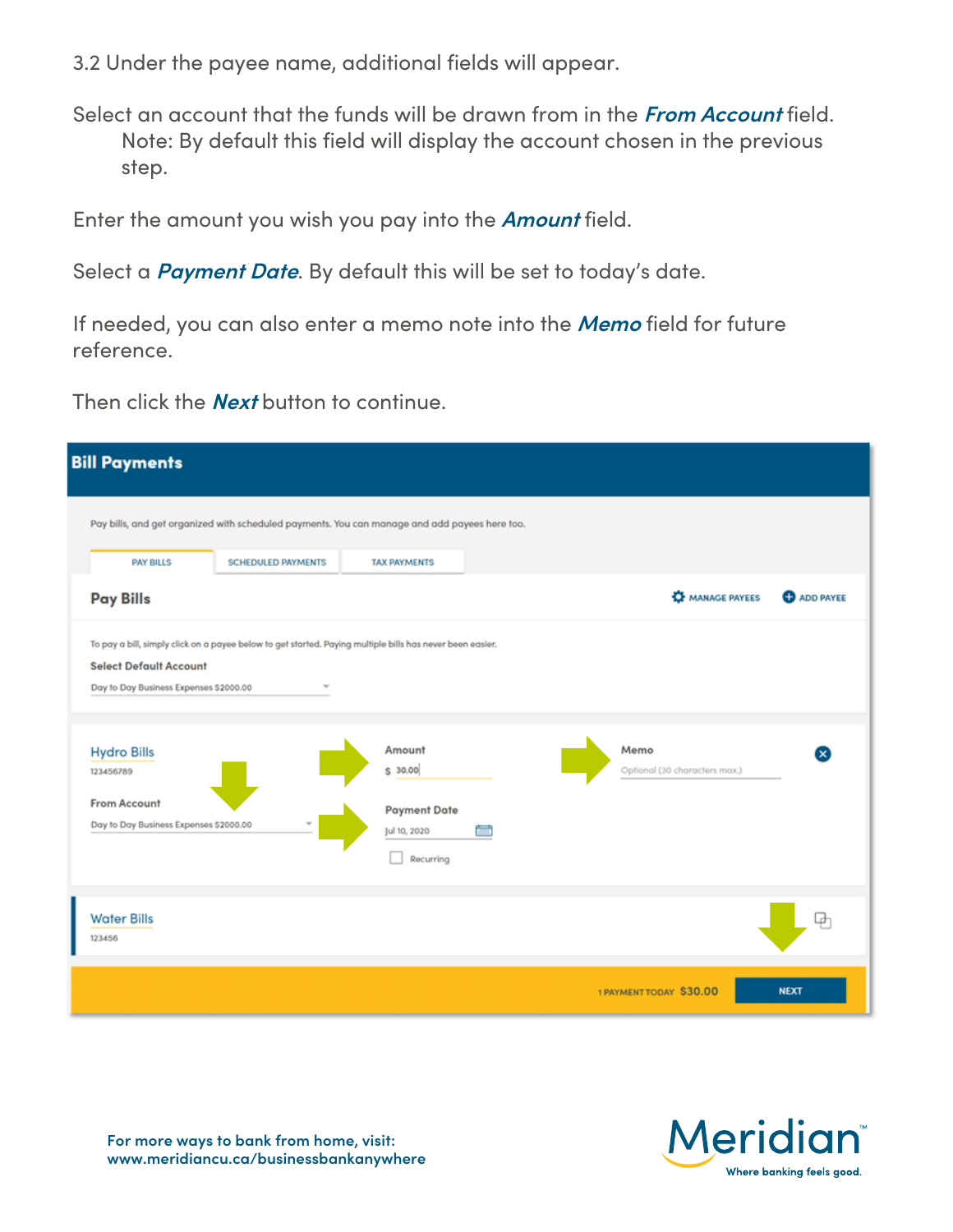3.2 Under the payee name, additional fields will appear.

Select an account that the funds will be drawn from in the ***From Account*** field.
   Note: By default this field will display the account chosen in the previous step.

Enter the amount you wish you pay into the ***Amount*** field.

Select a ***Payment Date***. By default this will be set to today's date.

If needed, you can also enter a memo note into the ***Memo*** field for future reference.

Then click the ***Next*** button to continue.

**Bill Payments**

Pay bills, and get organized with scheduled payments. You can manage and add payees here too.

PAY BILLS | SCHEDULED PAYMENTS | TAX PAYMENTS

**Pay Bills** — MANAGE PAYEES — ADD PAYEE

To pay a bill, simply click on a payee below to get started. Paying multiple bills has never been easier.

Select Default Account: Day to Day Business Expenses $2000.00

Hydro Bills
123456789

From Account: Day to Day Business Expenses $2000.00

Amount: $ 30.00

Payment Date: Jul 10, 2020

Recurring

Memo: Optional (30 characters max.)

Water Bills
123456

1 PAYMENT TODAY $30.00 — NEXT

For more ways to bank from home, visit:
www.meridiancu.ca/businessbankanywhere

Meridian™ Where banking feels good.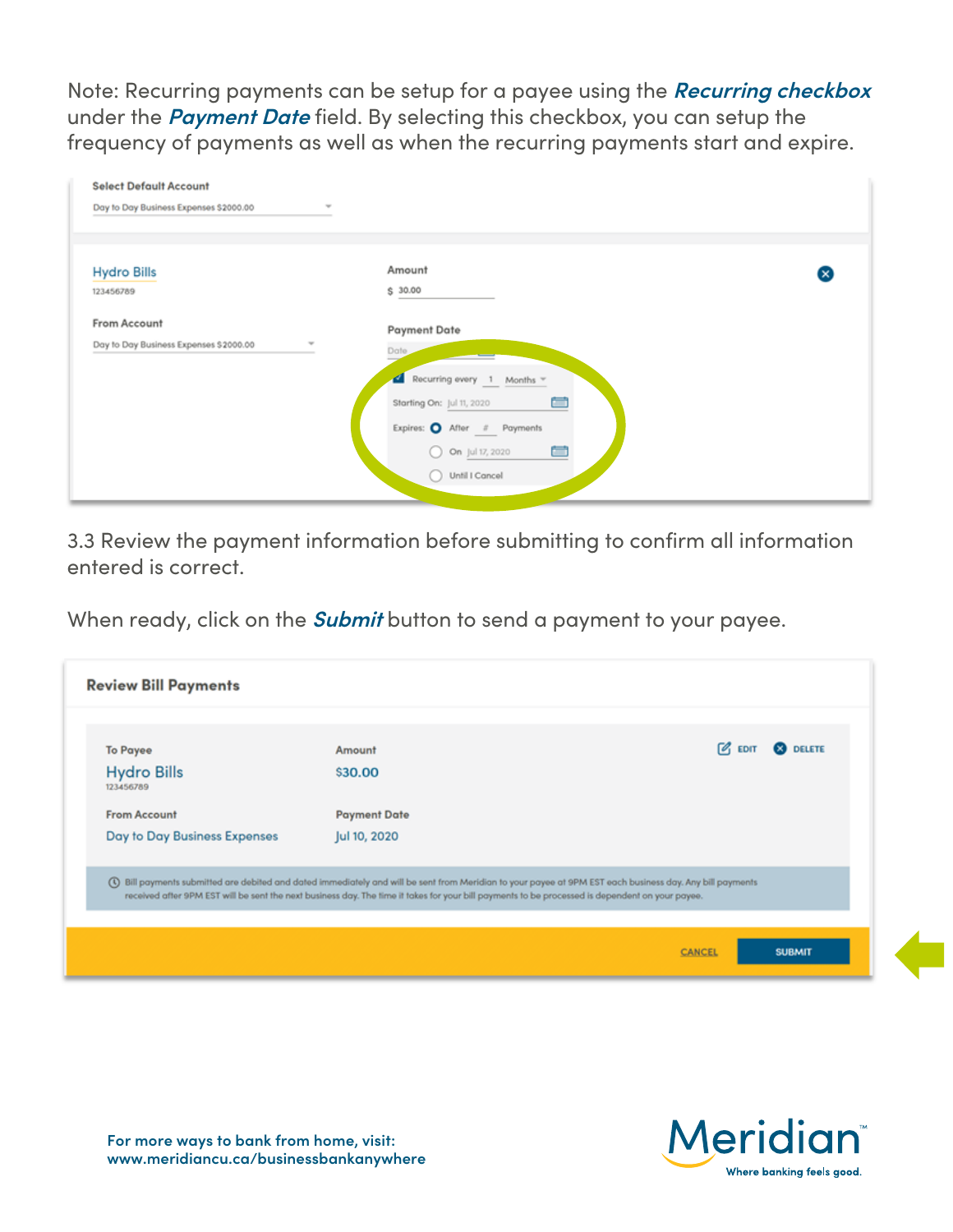Note: Recurring payments can be setup for a payee using the ***Recurring checkbox*** under the ***Payment Date*** field. By selecting this checkbox, you can setup the frequency of payments as well as when the recurring payments start and expire.

Select Default Account

Day to Day Business Expenses $2000.00

Hydro Bills
123456789

From Account

Day to Day Business Expenses $2000.00

Amount

$ 30.00

Payment Date

Date

Recurring every 1 Months

Starting On: Jul 11, 2020

Expires: After # Payments

On Jul 17, 2020

Until I Cancel

3.3 Review the payment information before submitting to confirm all information entered is correct.

When ready, click on the ***Submit*** button to send a payment to your payee.

**Review Bill Payments**

To Payee
Hydro Bills
123456789

Amount
$30.00

EDIT DELETE

From Account
Day to Day Business Expenses

Payment Date
Jul 10, 2020

Bill payments submitted are debited and dated immediately and will be sent from Meridian to your payee at 9PM EST each business day. Any bill payments received after 9PM EST will be sent the next business day. The time it takes for your bill payments to be processed is dependent on your payee.

CANCEL SUBMIT

For more ways to bank from home, visit:
www.meridiancu.ca/businessbankanywhere

Meridian™
Where banking feels good.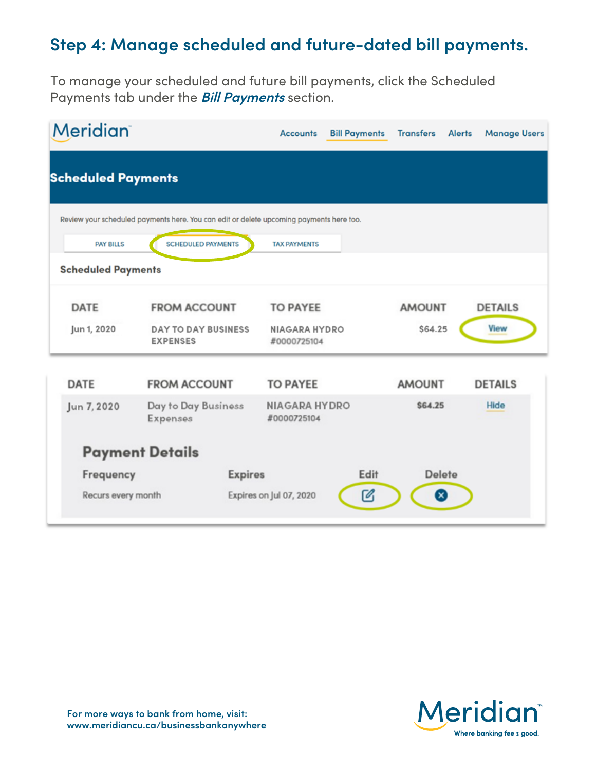## Step 4: Manage scheduled and future-dated bill payments.

To manage your scheduled and future bill payments, click the Scheduled Payments tab under the ***Bill Payments*** section.

Meridian™ — Accounts | Bill Payments | Transfers | Alerts | Manage Users

**Scheduled Payments**

Review your scheduled payments here. You can edit or delete upcoming payments here too.

PAY BILLS | SCHEDULED PAYMENTS | TAX PAYMENTS

**Scheduled Payments**

| DATE | FROM ACCOUNT | TO PAYEE | AMOUNT | DETAILS |
| --- | --- | --- | --- | --- |
| Jun 1, 2020 | DAY TO DAY BUSINESS EXPENSES | NIAGARA HYDRO #0000725104 | $64.25 | View |

| DATE | FROM ACCOUNT | TO PAYEE | AMOUNT | DETAILS |
| --- | --- | --- | --- | --- |
| Jun 7, 2020 | Day to Day Business Expenses | NIAGARA HYDRO #0000725104 | $64.25 | Hide |

**Payment Details**

| Frequency | Expires | Edit | Delete |
| --- | --- | --- | --- |
| Recurs every month | Expires on Jul 07, 2020 | | |

For more ways to bank from home, visit:
www.meridiancu.ca/businessbankanywhere

Meridian™ Where banking feels good.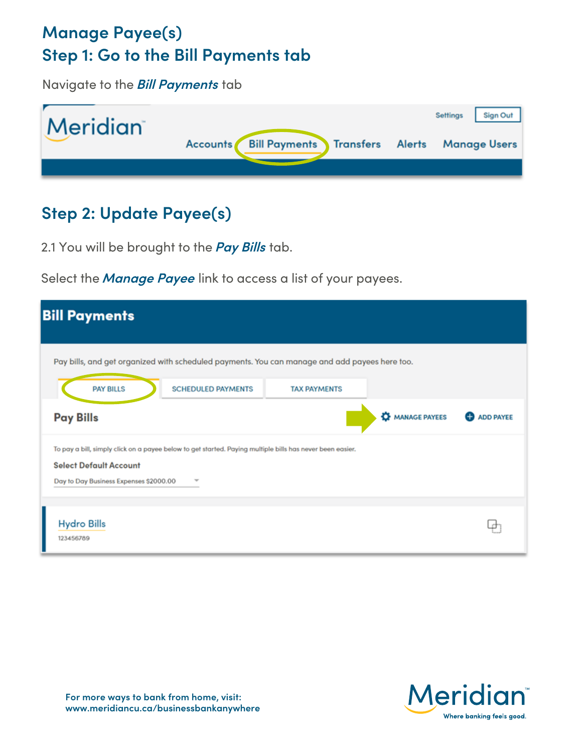# Manage Payee(s)

## Step 1: Go to the Bill Payments tab

Navigate to the ***Bill Payments*** tab

## Step 2: Update Payee(s)

2.1 You will be brought to the ***Pay Bills*** tab.

Select the ***Manage Payee*** link to access a list of your payees.

For more ways to bank from home, visit:
www.meridiancu.ca/businessbankanywhere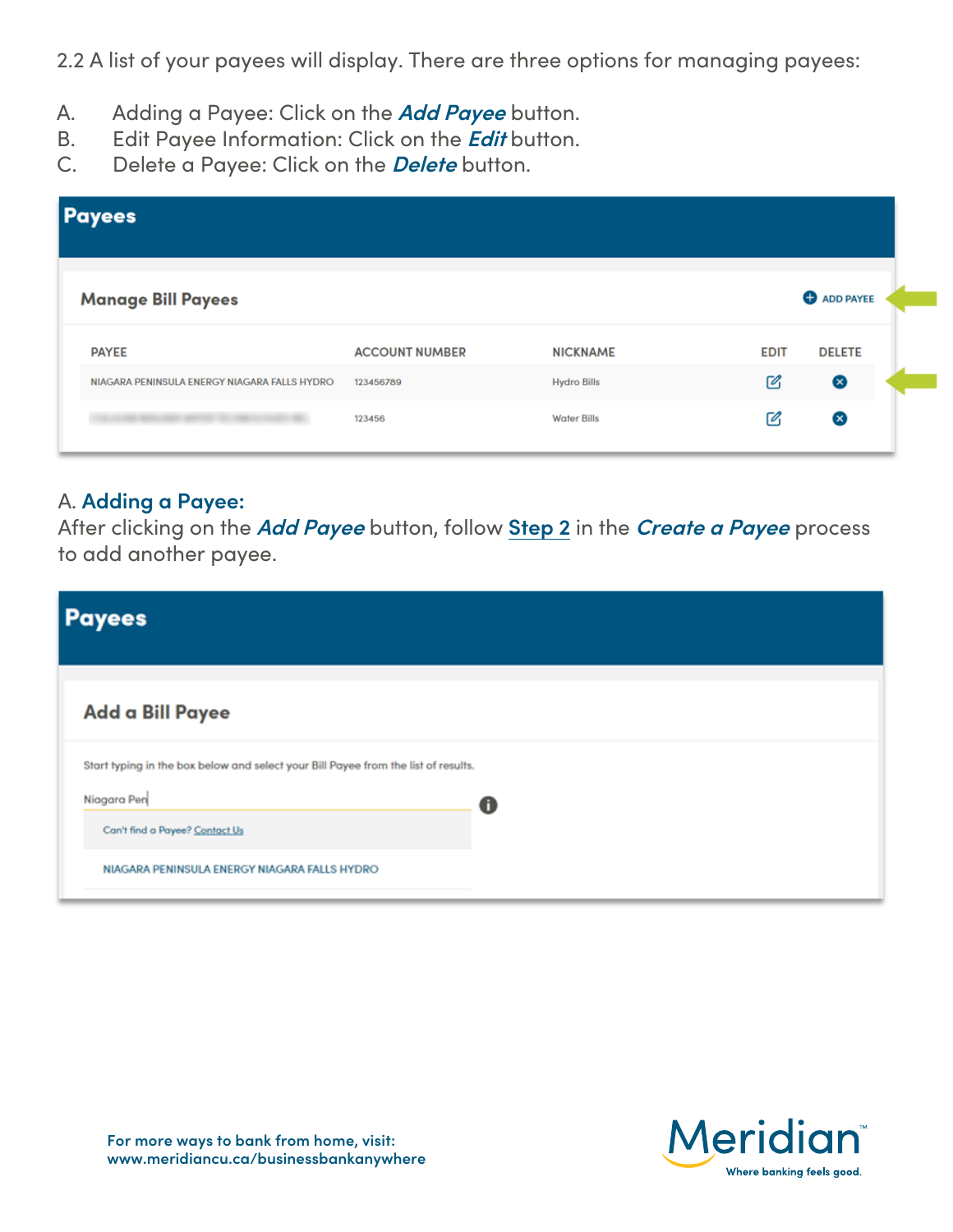2.2 A list of your payees will display. There are three options for managing payees:

A. Adding a Payee: Click on the ***Add Payee*** button.
B. Edit Payee Information: Click on the ***Edit*** button.
C. Delete a Payee: Click on the ***Delete*** button.

**Payees**

**Manage Bill Payees** ADD PAYEE

| PAYEE | ACCOUNT NUMBER | NICKNAME | EDIT | DELETE |
|---|---|---|---|---|
| NIAGARA PENINSULA ENERGY NIAGARA FALLS HYDRO | 123456789 | Hydro Bills | | |
| | 123456 | Water Bills | | |

### A. Adding a Payee:

After clicking on the ***Add Payee*** button, follow **Step 2** in the ***Create a Payee*** process to add another payee.

**Payees**

**Add a Bill Payee**

Start typing in the box below and select your Bill Payee from the list of results.

Niagara Pen

Can't find a Payee? Contact Us

NIAGARA PENINSULA ENERGY NIAGARA FALLS HYDRO

For more ways to bank from home, visit:
www.meridiancu.ca/businessbankanywhere

Meridian™ Where banking feels good.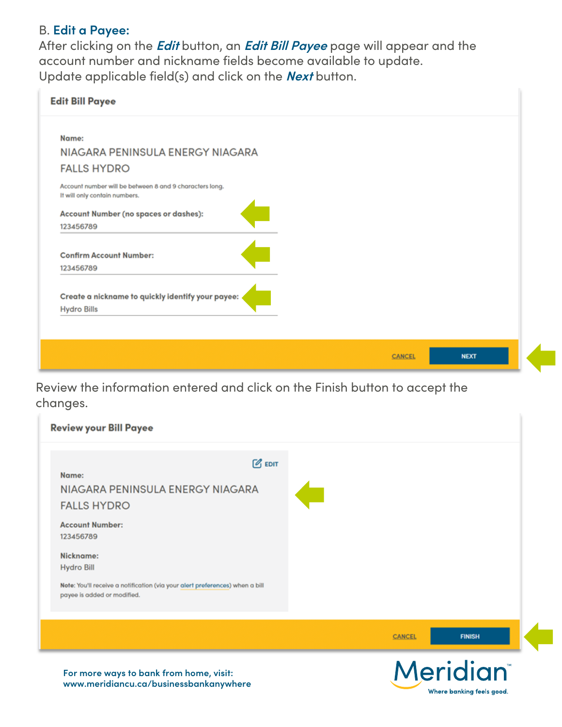B. **Edit a Payee:**

After clicking on the ***Edit*** button, an ***Edit Bill Payee*** page will appear and the account number and nickname fields become available to update.
Update applicable field(s) and click on the ***Next*** button.

**Edit Bill Payee**

**Name:**
NIAGARA PENINSULA ENERGY NIAGARA FALLS HYDRO

Account number will be between 8 and 9 characters long.
It will only contain numbers.

**Account Number (no spaces or dashes):**
123456789

**Confirm Account Number:**
123456789

**Create a nickname to quickly identify your payee:**
Hydro Bills

CANCEL NEXT

Review the information entered and click on the Finish button to accept the changes.

**Review your Bill Payee**

EDIT

**Name:**
NIAGARA PENINSULA ENERGY NIAGARA FALLS HYDRO

**Account Number:**
123456789

**Nickname:**
Hydro Bill

**Note:** You'll receive a notification (via your alert preferences) when a bill payee is added or modified.

CANCEL FINISH

For more ways to bank from home, visit:
www.meridiancu.ca/businessbankanywhere

Meridian™
Where banking feels good.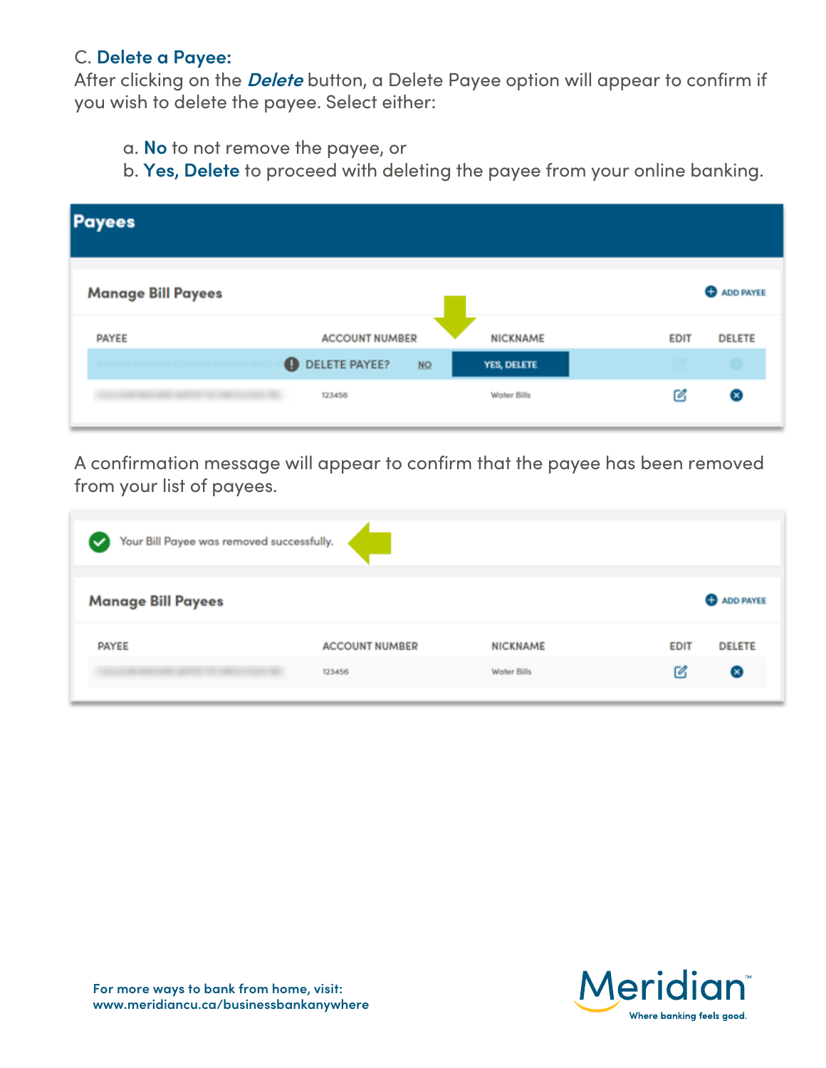C. **Delete a Payee:**
After clicking on the ***Delete*** button, a Delete Payee option will appear to confirm if you wish to delete the payee. Select either:

a. **No** to not remove the payee, or
b. **Yes, Delete** to proceed with deleting the payee from your online banking.

**Payees**

**Manage Bill Payees**

ADD PAYEE

| PAYEE | ACCOUNT NUMBER | NICKNAME | EDIT | DELETE |
|---|---|---|---|---|
| DELETE PAYEE? | NO | YES, DELETE | | |
| | 123456 | Water Bills | | |

A confirmation message will appear to confirm that the payee has been removed from your list of payees.

Your Bill Payee was removed successfully.

**Manage Bill Payees**

ADD PAYEE

| PAYEE | ACCOUNT NUMBER | NICKNAME | EDIT | DELETE |
|---|---|---|---|---|
| | 123456 | Water Bills | | |

For more ways to bank from home, visit:
www.meridiancu.ca/businessbankanywhere

Meridian™
Where banking feels good.